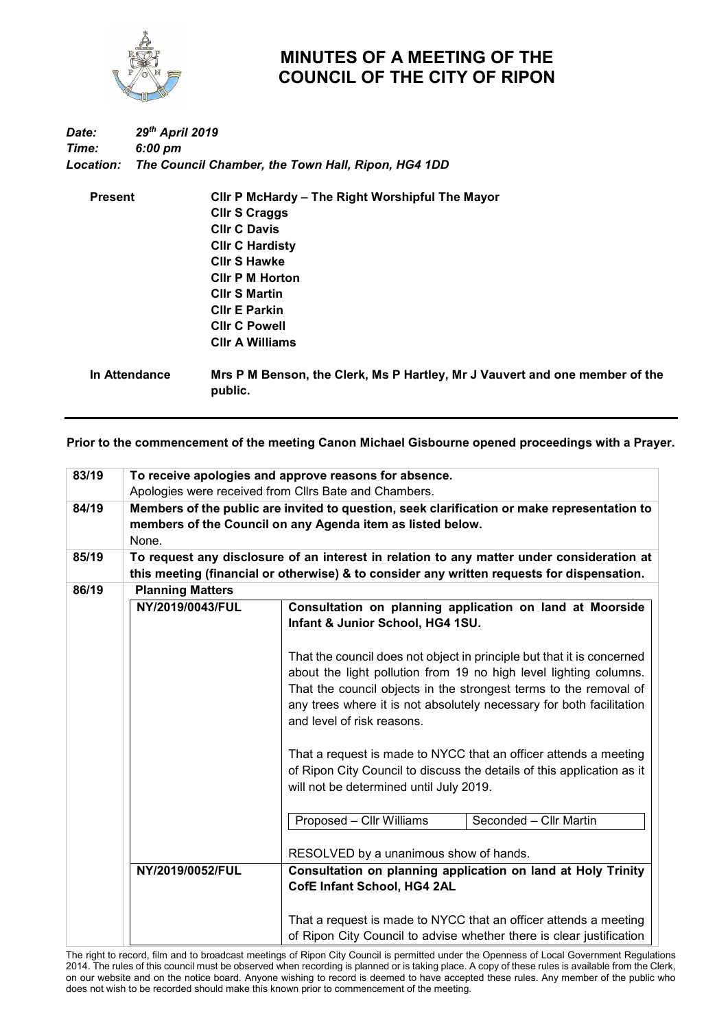# MINUTES OF A MEETING OF THE COUNCIL OF THE CITY OF RIPON

***Date:*** ***29th April 2019***
***Time:*** ***6:00 pm***
***Location:*** ***The Council Chamber, the Town Hall, Ripon, HG4 1DD***

| | |
|---|---|
| **Present** | **Cllr P McHardy – The Right Worshipful The Mayor** |
| | **Cllr S Craggs** |
| | **Cllr C Davis** |
| | **Cllr C Hardisty** |
| | **Cllr S Hawke** |
| | **Cllr P M Horton** |
| | **Cllr S Martin** |
| | **Cllr E Parkin** |
| | **Cllr C Powell** |
| | **Cllr A Williams** |
| **In Attendance** | **Mrs P M Benson, the Clerk, Ms P Hartley, Mr J Vauvert and one member of the public.** |

**Prior to the commencement of the meeting Canon Michael Gisbourne opened proceedings with a Prayer.**

| | | |
|---|---|---|
| **83/19** | **To receive apologies and approve reasons for absence.**<br>Apologies were received from Cllrs Bate and Chambers. | |
| **84/19** | **Members of the public are invited to question, seek clarification or make representation to members of the Council on any Agenda item as listed below.**<br>None. | |
| **85/19** | **To request any disclosure of an interest in relation to any matter under consideration at this meeting (financial or otherwise) & to consider any written requests for dispensation.** | |
| **86/19** | **Planning Matters** | |
| | **NY/2019/0043/FUL** | **Consultation on planning application on land at Moorside Infant & Junior School, HG4 1SU.**<br><br>That the council does not object in principle but that it is concerned about the light pollution from 19 no high level lighting columns. That the council objects in the strongest terms to the removal of any trees where it is not absolutely necessary for both facilitation and level of risk reasons.<br><br>That a request is made to NYCC that an officer attends a meeting of Ripon City Council to discuss the details of this application as it will not be determined until July 2019.<br><br>Proposed – Cllr Williams / Seconded – Cllr Martin<br><br>RESOLVED by a unanimous show of hands. |
| | **NY/2019/0052/FUL** | **Consultation on planning application on land at Holy Trinity CofE Infant School, HG4 2AL**<br><br>That a request is made to NYCC that an officer attends a meeting of Ripon City Council to advise whether there is clear justification |

The right to record, film and to broadcast meetings of Ripon City Council is permitted under the Openness of Local Government Regulations 2014. The rules of this council must be observed when recording is planned or is taking place. A copy of these rules is available from the Clerk, on our website and on the notice board. Anyone wishing to record is deemed to have accepted these rules. Any member of the public who does not wish to be recorded should make this known prior to commencement of the meeting.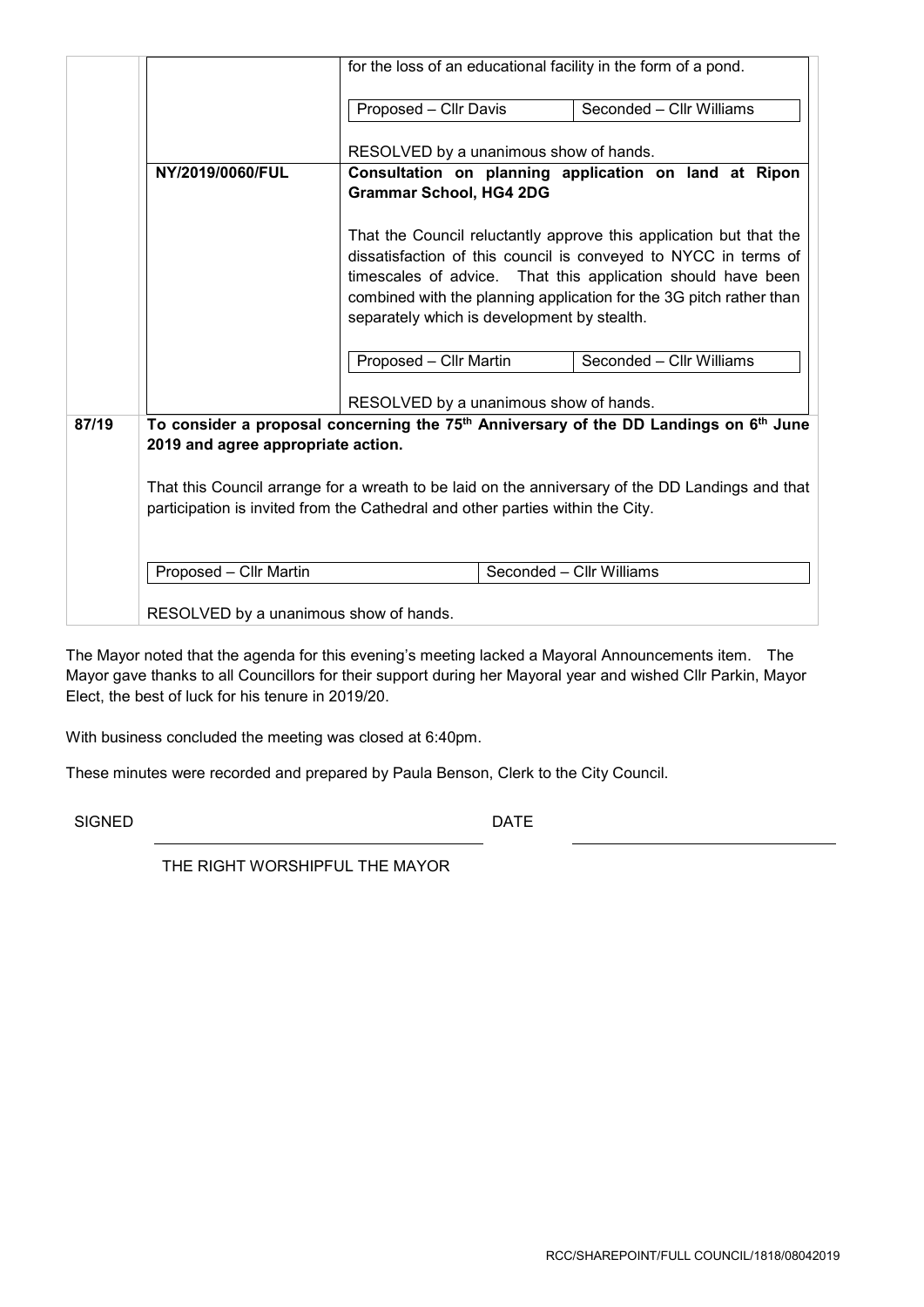| | | |
|---|---|---|
| | | for the loss of an educational facility in the form of a pond.<br><br>Proposed – Cllr Davis / Seconded – Cllr Williams<br><br>RESOLVED by a unanimous show of hands. |
| | **NY/2019/0060/FUL** | **Consultation on planning application on land at Ripon Grammar School, HG4 2DG**<br><br>That the Council reluctantly approve this application but that the dissatisfaction of this council is conveyed to NYCC in terms of timescales of advice. That this application should have been combined with the planning application for the 3G pitch rather than separately which is development by stealth.<br><br>Proposed – Cllr Martin / Seconded – Cllr Williams<br><br>RESOLVED by a unanimous show of hands. |
| **87/19** | **To consider a proposal concerning the 75th Anniversary of the DD Landings on 6th June 2019 and agree appropriate action.**<br><br>That this Council arrange for a wreath to be laid on the anniversary of the DD Landings and that participation is invited from the Cathedral and other parties within the City.<br><br>Proposed – Cllr Martin / Seconded – Cllr Williams<br><br>RESOLVED by a unanimous show of hands. | |

The Mayor noted that the agenda for this evening's meeting lacked a Mayoral Announcements item. The Mayor gave thanks to all Councillors for their support during her Mayoral year and wished Cllr Parkin, Mayor Elect, the best of luck for his tenure in 2019/20.

With business concluded the meeting was closed at 6:40pm.

These minutes were recorded and prepared by Paula Benson, Clerk to the City Council.

SIGNED \_\_\_\_\_\_\_\_\_\_\_\_\_\_\_\_\_\_\_\_\_\_\_\_\_\_\_\_ DATE \_\_\_\_\_\_\_\_\_\_\_\_\_\_\_\_\_\_\_\_\_\_

THE RIGHT WORSHIPFUL THE MAYOR

RCC/SHAREPOINT/FULL COUNCIL/1818/08042019